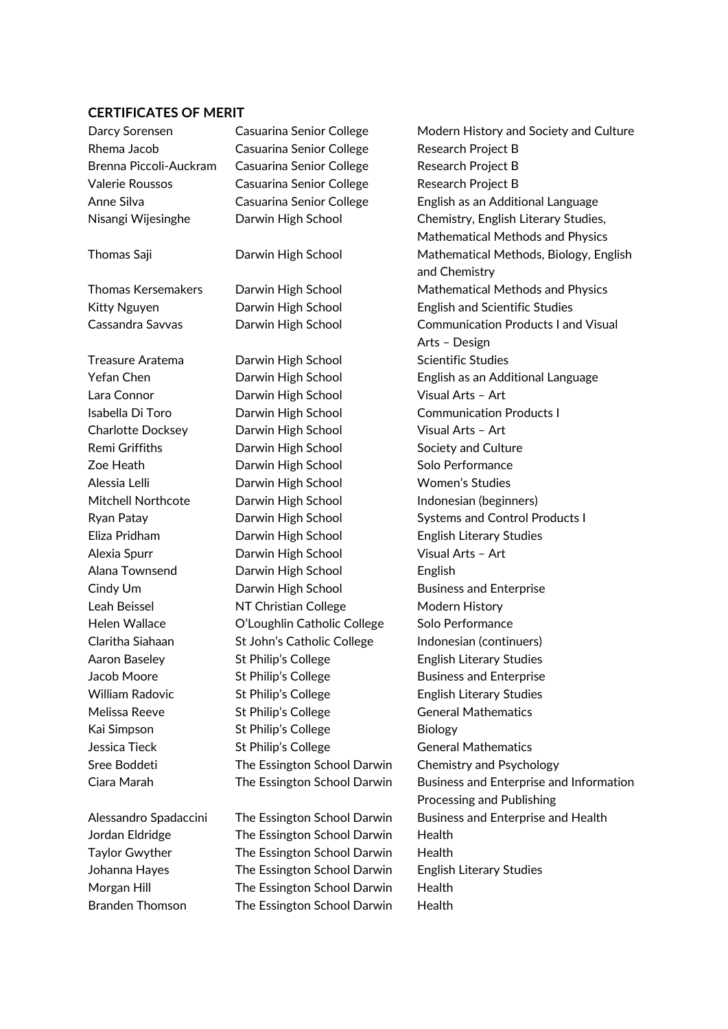## CERTIFICATES OF MERIT

| | | |
|---|---|---|
| Darcy Sorensen | Casuarina Senior College | Modern History and Society and Culture |
| Rhema Jacob | Casuarina Senior College | Research Project B |
| Brenna Piccoli-Auckram | Casuarina Senior College | Research Project B |
| Valerie Roussos | Casuarina Senior College | Research Project B |
| Anne Silva | Casuarina Senior College | English as an Additional Language |
| Nisangi Wijesinghe | Darwin High School | Chemistry, English Literary Studies, Mathematical Methods and Physics |
| Thomas Saji | Darwin High School | Mathematical Methods, Biology, English and Chemistry |
| Thomas Kersemakers | Darwin High School | Mathematical Methods and Physics |
| Kitty Nguyen | Darwin High School | English and Scientific Studies |
| Cassandra Savvas | Darwin High School | Communication Products I and Visual Arts – Design |
| Treasure Aratema | Darwin High School | Scientific Studies |
| Yefan Chen | Darwin High School | English as an Additional Language |
| Lara Connor | Darwin High School | Visual Arts – Art |
| Isabella Di Toro | Darwin High School | Communication Products I |
| Charlotte Docksey | Darwin High School | Visual Arts – Art |
| Remi Griffiths | Darwin High School | Society and Culture |
| Zoe Heath | Darwin High School | Solo Performance |
| Alessia Lelli | Darwin High School | Women's Studies |
| Mitchell Northcote | Darwin High School | Indonesian (beginners) |
| Ryan Patay | Darwin High School | Systems and Control Products I |
| Eliza Pridham | Darwin High School | English Literary Studies |
| Alexia Spurr | Darwin High School | Visual Arts – Art |
| Alana Townsend | Darwin High School | English |
| Cindy Um | Darwin High School | Business and Enterprise |
| Leah Beissel | NT Christian College | Modern History |
| Helen Wallace | O'Loughlin Catholic College | Solo Performance |
| Claritha Siahaan | St John's Catholic College | Indonesian (continuers) |
| Aaron Baseley | St Philip's College | English Literary Studies |
| Jacob Moore | St Philip's College | Business and Enterprise |
| William Radovic | St Philip's College | English Literary Studies |
| Melissa Reeve | St Philip's College | General Mathematics |
| Kai Simpson | St Philip's College | Biology |
| Jessica Tieck | St Philip's College | General Mathematics |
| Sree Boddeti | The Essington School Darwin | Chemistry and Psychology |
| Ciara Marah | The Essington School Darwin | Business and Enterprise and Information Processing and Publishing |
| Alessandro Spadaccini | The Essington School Darwin | Business and Enterprise and Health |
| Jordan Eldridge | The Essington School Darwin | Health |
| Taylor Gwyther | The Essington School Darwin | Health |
| Johanna Hayes | The Essington School Darwin | English Literary Studies |
| Morgan Hill | The Essington School Darwin | Health |
| Branden Thomson | The Essington School Darwin | Health |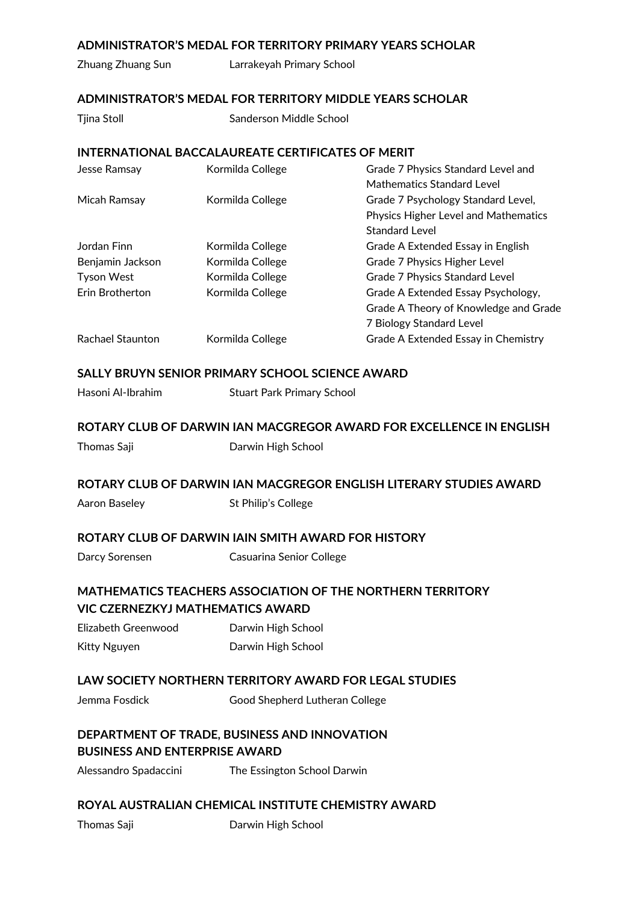### ADMINISTRATOR'S MEDAL FOR TERRITORY PRIMARY YEARS SCHOLAR

| | |
|---|---|
| Zhuang Zhuang Sun | Larrakeyah Primary School |

### ADMINISTRATOR'S MEDAL FOR TERRITORY MIDDLE YEARS SCHOLAR

| | |
|---|---|
| Tjina Stoll | Sanderson Middle School |

### INTERNATIONAL BACCALAUREATE CERTIFICATES OF MERIT

| | | |
|---|---|---|
| Jesse Ramsay | Kormilda College | Grade 7 Physics Standard Level and Mathematics Standard Level |
| Micah Ramsay | Kormilda College | Grade 7 Psychology Standard Level, Physics Higher Level and Mathematics Standard Level |
| Jordan Finn | Kormilda College | Grade A Extended Essay in English |
| Benjamin Jackson | Kormilda College | Grade 7 Physics Higher Level |
| Tyson West | Kormilda College | Grade 7 Physics Standard Level |
| Erin Brotherton | Kormilda College | Grade A Extended Essay Psychology, Grade A Theory of Knowledge and Grade 7 Biology Standard Level |
| Rachael Staunton | Kormilda College | Grade A Extended Essay in Chemistry |

### SALLY BRUYN SENIOR PRIMARY SCHOOL SCIENCE AWARD

| | |
|---|---|
| Hasoni Al-Ibrahim | Stuart Park Primary School |

### ROTARY CLUB OF DARWIN IAN MACGREGOR AWARD FOR EXCELLENCE IN ENGLISH

| | |
|---|---|
| Thomas Saji | Darwin High School |

### ROTARY CLUB OF DARWIN IAN MACGREGOR ENGLISH LITERARY STUDIES AWARD

| | |
|---|---|
| Aaron Baseley | St Philip's College |

### ROTARY CLUB OF DARWIN IAIN SMITH AWARD FOR HISTORY

| | |
|---|---|
| Darcy Sorensen | Casuarina Senior College |

### MATHEMATICS TEACHERS ASSOCIATION OF THE NORTHERN TERRITORY VIC CZERNEZKYJ MATHEMATICS AWARD

| | |
|---|---|
| Elizabeth Greenwood | Darwin High School |
| Kitty Nguyen | Darwin High School |

### LAW SOCIETY NORTHERN TERRITORY AWARD FOR LEGAL STUDIES

| | |
|---|---|
| Jemma Fosdick | Good Shepherd Lutheran College |

### DEPARTMENT OF TRADE, BUSINESS AND INNOVATION BUSINESS AND ENTERPRISE AWARD

| | |
|---|---|
| Alessandro Spadaccini | The Essington School Darwin |

### ROYAL AUSTRALIAN CHEMICAL INSTITUTE CHEMISTRY AWARD

| | |
|---|---|
| Thomas Saji | Darwin High School |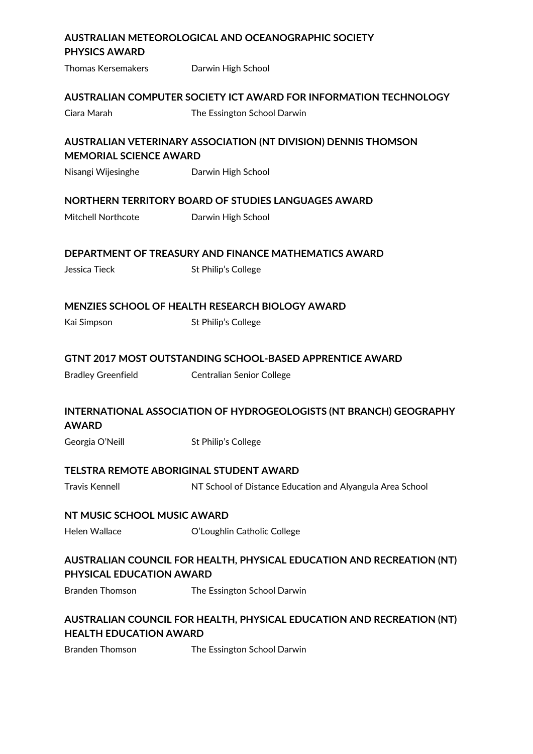### AUSTRALIAN METEOROLOGICAL AND OCEANOGRAPHIC SOCIETY PHYSICS AWARD

Thomas Kersemakers Darwin High School

### AUSTRALIAN COMPUTER SOCIETY ICT AWARD FOR INFORMATION TECHNOLOGY

Ciara Marah The Essington School Darwin

### AUSTRALIAN VETERINARY ASSOCIATION (NT DIVISION) DENNIS THOMSON MEMORIAL SCIENCE AWARD

Nisangi Wijesinghe Darwin High School

### NORTHERN TERRITORY BOARD OF STUDIES LANGUAGES AWARD

Mitchell Northcote Darwin High School

### DEPARTMENT OF TREASURY AND FINANCE MATHEMATICS AWARD

Jessica Tieck St Philip's College

### MENZIES SCHOOL OF HEALTH RESEARCH BIOLOGY AWARD

Kai Simpson St Philip's College

### GTNT 2017 MOST OUTSTANDING SCHOOL-BASED APPRENTICE AWARD

Bradley Greenfield Centralian Senior College

### INTERNATIONAL ASSOCIATION OF HYDROGEOLOGISTS (NT BRANCH) GEOGRAPHY AWARD

Georgia O'Neill St Philip's College

### TELSTRA REMOTE ABORIGINAL STUDENT AWARD

Travis Kennell NT School of Distance Education and Alyangula Area School

### NT MUSIC SCHOOL MUSIC AWARD

Helen Wallace O'Loughlin Catholic College

### AUSTRALIAN COUNCIL FOR HEALTH, PHYSICAL EDUCATION AND RECREATION (NT) PHYSICAL EDUCATION AWARD

Branden Thomson The Essington School Darwin

### AUSTRALIAN COUNCIL FOR HEALTH, PHYSICAL EDUCATION AND RECREATION (NT) HEALTH EDUCATION AWARD

Branden Thomson The Essington School Darwin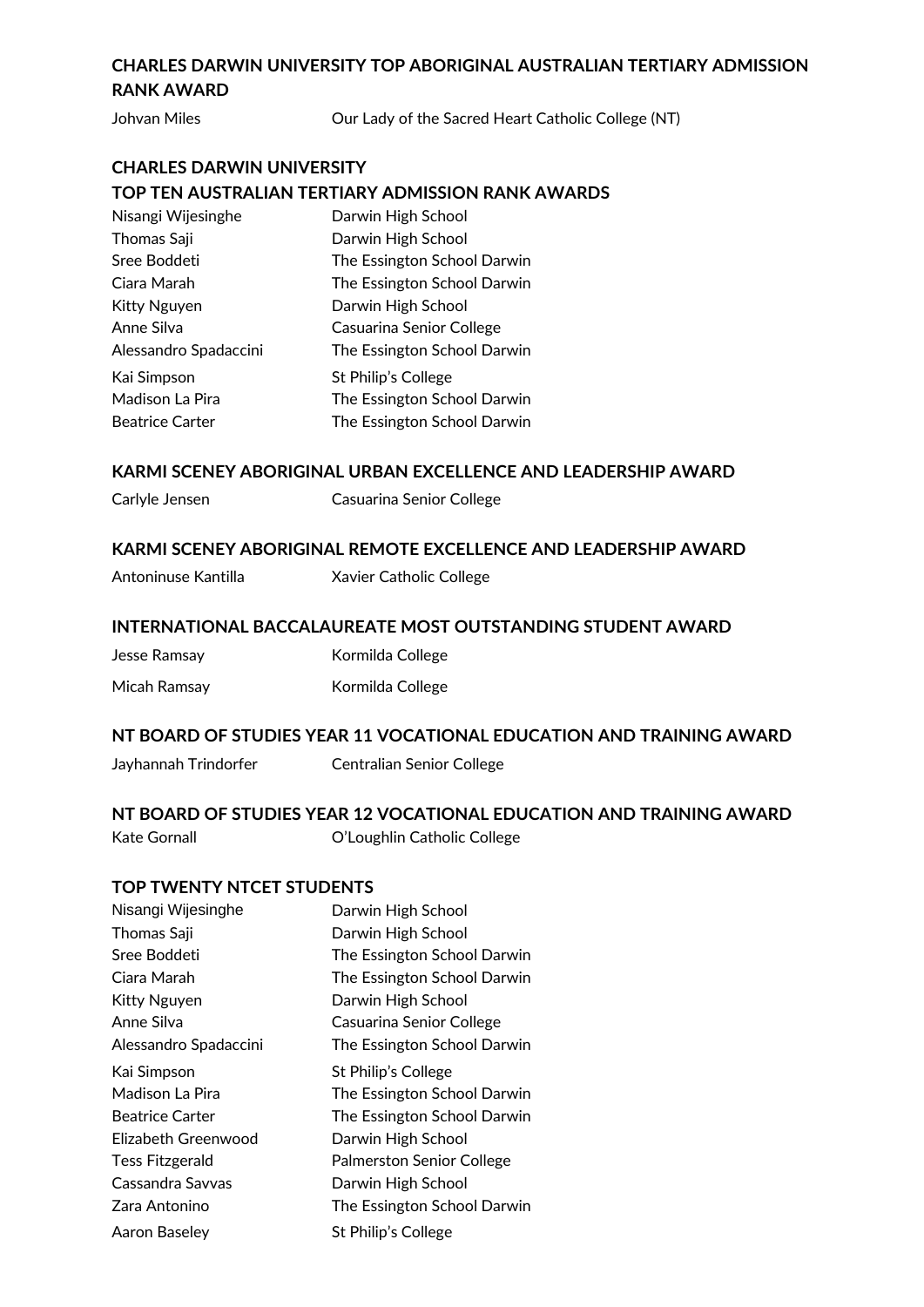## CHARLES DARWIN UNIVERSITY TOP ABORIGINAL AUSTRALIAN TERTIARY ADMISSION RANK AWARD

| | |
|---|---|
| Johvan Miles | Our Lady of the Sacred Heart Catholic College (NT) |

## CHARLES DARWIN UNIVERSITY TOP TEN AUSTRALIAN TERTIARY ADMISSION RANK AWARDS

| | |
|---|---|
| Nisangi Wijesinghe | Darwin High School |
| Thomas Saji | Darwin High School |
| Sree Boddeti | The Essington School Darwin |
| Ciara Marah | The Essington School Darwin |
| Kitty Nguyen | Darwin High School |
| Anne Silva | Casuarina Senior College |
| Alessandro Spadaccini | The Essington School Darwin |
| Kai Simpson | St Philip's College |
| Madison La Pira | The Essington School Darwin |
| Beatrice Carter | The Essington School Darwin |

## KARMI SCENEY ABORIGINAL URBAN EXCELLENCE AND LEADERSHIP AWARD

| | |
|---|---|
| Carlyle Jensen | Casuarina Senior College |

## KARMI SCENEY ABORIGINAL REMOTE EXCELLENCE AND LEADERSHIP AWARD

| | |
|---|---|
| Antoninuse Kantilla | Xavier Catholic College |

## INTERNATIONAL BACCALAUREATE MOST OUTSTANDING STUDENT AWARD

| | |
|---|---|
| Jesse Ramsay | Kormilda College |
| Micah Ramsay | Kormilda College |

## NT BOARD OF STUDIES YEAR 11 VOCATIONAL EDUCATION AND TRAINING AWARD

| | |
|---|---|
| Jayhannah Trindorfer | Centralian Senior College |

## NT BOARD OF STUDIES YEAR 12 VOCATIONAL EDUCATION AND TRAINING AWARD

| | |
|---|---|
| Kate Gornall | O'Loughlin Catholic College |

## TOP TWENTY NTCET STUDENTS

| | |
|---|---|
| Nisangi Wijesinghe | Darwin High School |
| Thomas Saji | Darwin High School |
| Sree Boddeti | The Essington School Darwin |
| Ciara Marah | The Essington School Darwin |
| Kitty Nguyen | Darwin High School |
| Anne Silva | Casuarina Senior College |
| Alessandro Spadaccini | The Essington School Darwin |
| Kai Simpson | St Philip's College |
| Madison La Pira | The Essington School Darwin |
| Beatrice Carter | The Essington School Darwin |
| Elizabeth Greenwood | Darwin High School |
| Tess Fitzgerald | Palmerston Senior College |
| Cassandra Savvas | Darwin High School |
| Zara Antonino | The Essington School Darwin |
| Aaron Baseley | St Philip's College |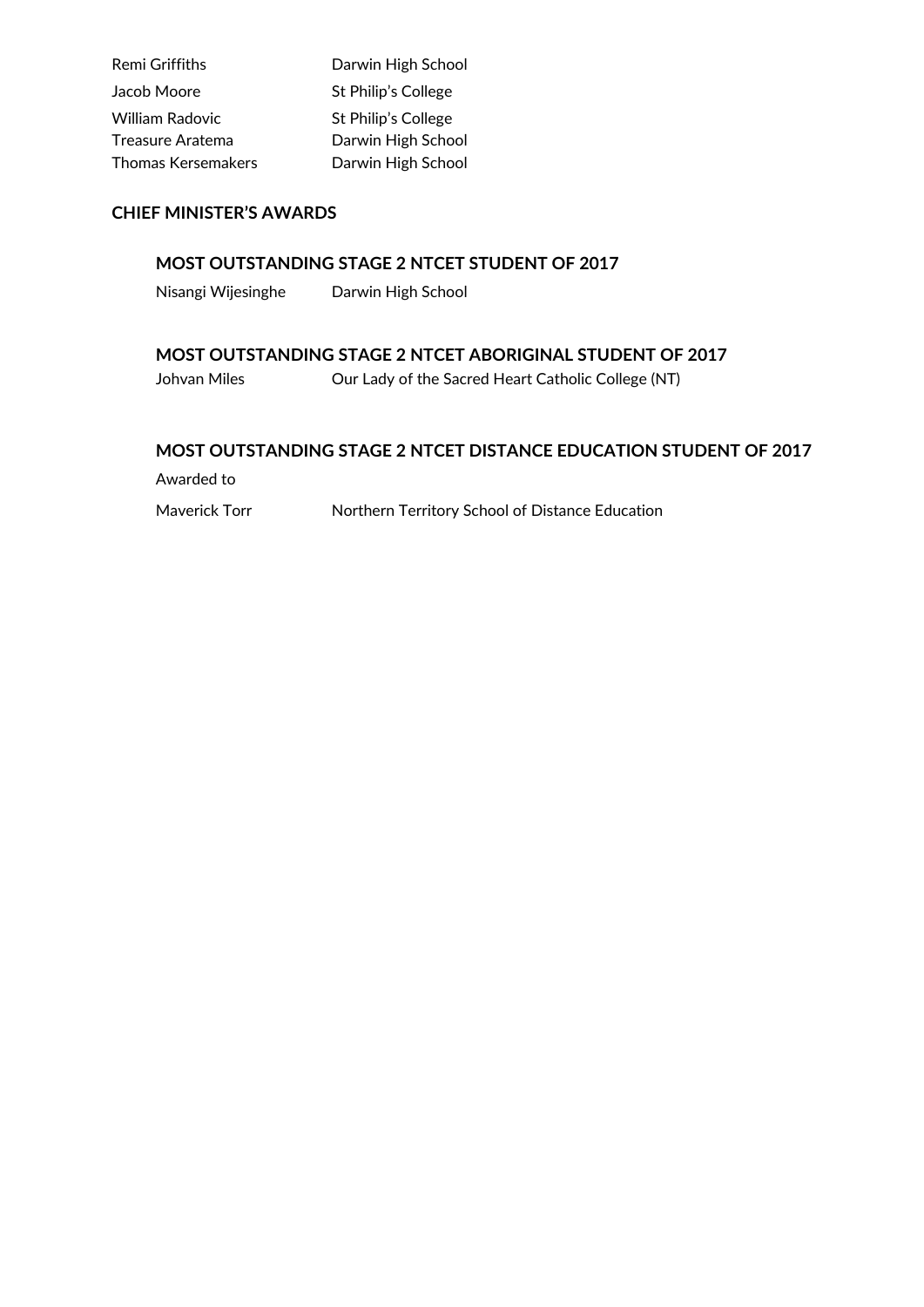| | |
|---|---|
| Remi Griffiths | Darwin High School |
| Jacob Moore | St Philip's College |
| William Radovic | St Philip's College |
| Treasure Aratema | Darwin High School |
| Thomas Kersemakers | Darwin High School |

## CHIEF MINISTER'S AWARDS

### MOST OUTSTANDING STAGE 2 NTCET STUDENT OF 2017

| | |
|---|---|
| Nisangi Wijesinghe | Darwin High School |

### MOST OUTSTANDING STAGE 2 NTCET ABORIGINAL STUDENT OF 2017

| | |
|---|---|
| Johvan Miles | Our Lady of the Sacred Heart Catholic College (NT) |

### MOST OUTSTANDING STAGE 2 NTCET DISTANCE EDUCATION STUDENT OF 2017

Awarded to

| | |
|---|---|
| Maverick Torr | Northern Territory School of Distance Education |